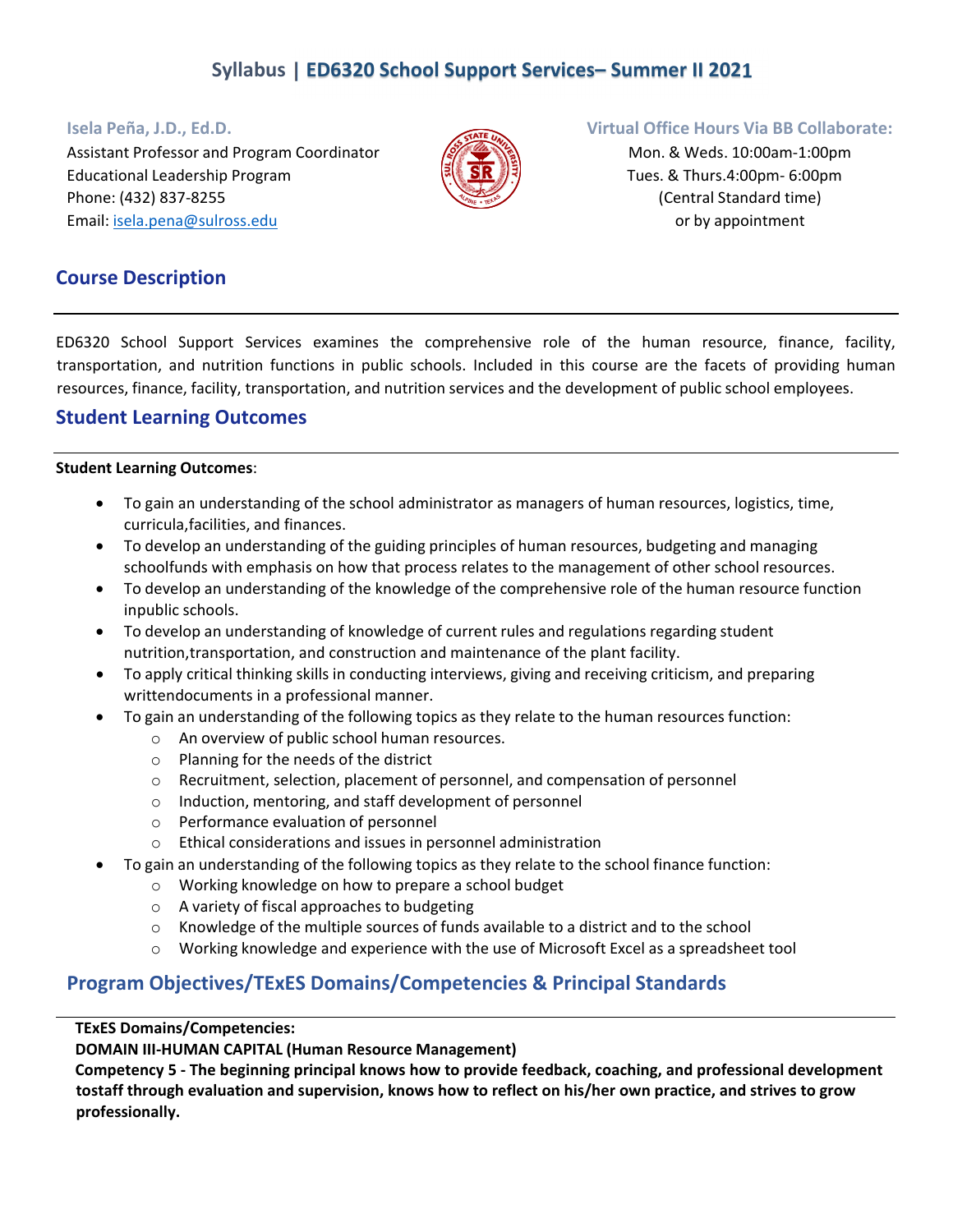# Syllabus | ED6320 School Support Services– Summer II 2021

**Isela Peña, J.D., Ed.D.**
Assistant Professor and Program Coordinator
Educational Leadership Program
Phone: (432) 837-8255
Email: isela.pena@sulross.edu

**Virtual Office Hours Via BB Collaborate:**
Mon. & Weds. 10:00am-1:00pm
Tues. & Thurs.4:00pm- 6:00pm
(Central Standard time)
or by appointment

## Course Description

ED6320 School Support Services examines the comprehensive role of the human resource, finance, facility, transportation, and nutrition functions in public schools. Included in this course are the facets of providing human resources, finance, facility, transportation, and nutrition services and the development of public school employees.

## Student Learning Outcomes

**Student Learning Outcomes**:

- To gain an understanding of the school administrator as managers of human resources, logistics, time, curricula,facilities, and finances.
- To develop an understanding of the guiding principles of human resources, budgeting and managing schoolfunds with emphasis on how that process relates to the management of other school resources.
- To develop an understanding of the knowledge of the comprehensive role of the human resource function inpublic schools.
- To develop an understanding of knowledge of current rules and regulations regarding student nutrition,transportation, and construction and maintenance of the plant facility.
- To apply critical thinking skills in conducting interviews, giving and receiving criticism, and preparing writtendocuments in a professional manner.
- To gain an understanding of the following topics as they relate to the human resources function:
  - An overview of public school human resources.
  - Planning for the needs of the district
  - Recruitment, selection, placement of personnel, and compensation of personnel
  - Induction, mentoring, and staff development of personnel
  - Performance evaluation of personnel
  - Ethical considerations and issues in personnel administration
- To gain an understanding of the following topics as they relate to the school finance function:
  - Working knowledge on how to prepare a school budget
  - A variety of fiscal approaches to budgeting
  - Knowledge of the multiple sources of funds available to a district and to the school
  - Working knowledge and experience with the use of Microsoft Excel as a spreadsheet tool

## Program Objectives/TExES Domains/Competencies & Principal Standards

**TExES Domains/Competencies:**
**DOMAIN III-HUMAN CAPITAL (Human Resource Management)**
**Competency 5 - The beginning principal knows how to provide feedback, coaching, and professional development tostaff through evaluation and supervision, knows how to reflect on his/her own practice, and strives to grow professionally.**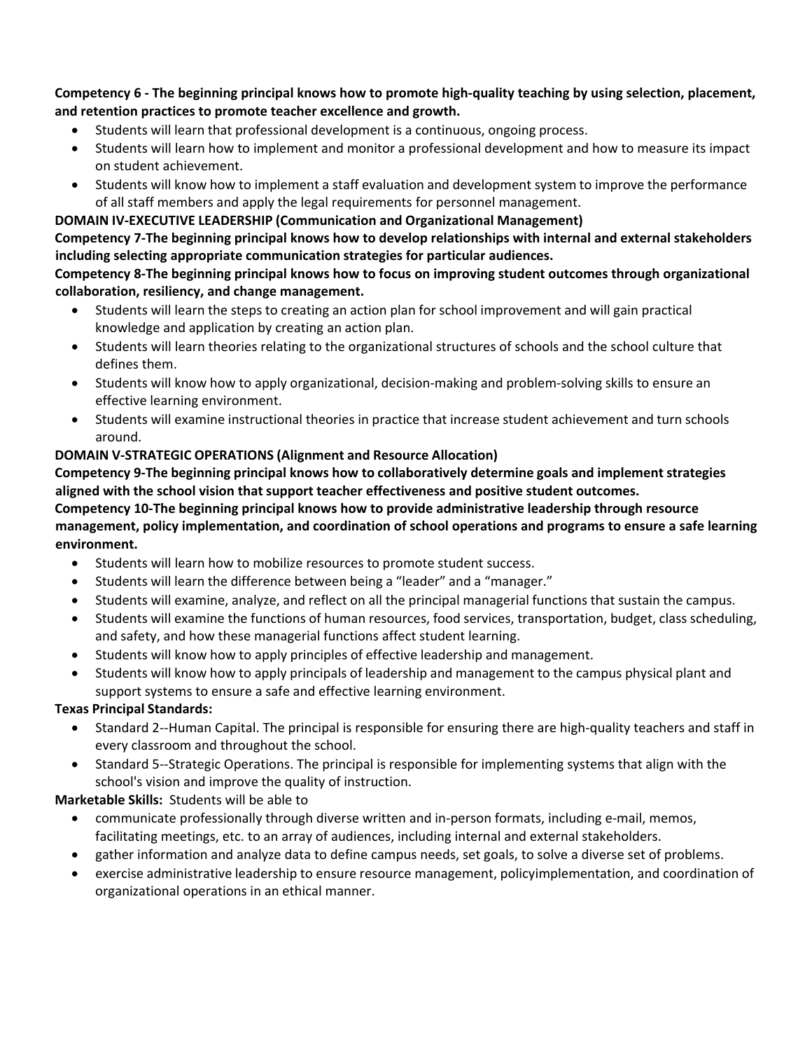**Competency 6 - The beginning principal knows how to promote high-quality teaching by using selection, placement, and retention practices to promote teacher excellence and growth.**

- Students will learn that professional development is a continuous, ongoing process.
- Students will learn how to implement and monitor a professional development and how to measure its impact on student achievement.
- Students will know how to implement a staff evaluation and development system to improve the performance of all staff members and apply the legal requirements for personnel management.

**DOMAIN IV-EXECUTIVE LEADERSHIP (Communication and Organizational Management)**

**Competency 7-The beginning principal knows how to develop relationships with internal and external stakeholders including selecting appropriate communication strategies for particular audiences.**

**Competency 8-The beginning principal knows how to focus on improving student outcomes through organizational collaboration, resiliency, and change management.**

- Students will learn the steps to creating an action plan for school improvement and will gain practical knowledge and application by creating an action plan.
- Students will learn theories relating to the organizational structures of schools and the school culture that defines them.
- Students will know how to apply organizational, decision-making and problem-solving skills to ensure an effective learning environment.
- Students will examine instructional theories in practice that increase student achievement and turn schools around.

**DOMAIN V-STRATEGIC OPERATIONS (Alignment and Resource Allocation)**

**Competency 9-The beginning principal knows how to collaboratively determine goals and implement strategies aligned with the school vision that support teacher effectiveness and positive student outcomes.**

**Competency 10-The beginning principal knows how to provide administrative leadership through resource management, policy implementation, and coordination of school operations and programs to ensure a safe learning environment.**

- Students will learn how to mobilize resources to promote student success.
- Students will learn the difference between being a "leader" and a "manager."
- Students will examine, analyze, and reflect on all the principal managerial functions that sustain the campus.
- Students will examine the functions of human resources, food services, transportation, budget, class scheduling, and safety, and how these managerial functions affect student learning.
- Students will know how to apply principles of effective leadership and management.
- Students will know how to apply principals of leadership and management to the campus physical plant and support systems to ensure a safe and effective learning environment.

**Texas Principal Standards:**

- Standard 2--Human Capital. The principal is responsible for ensuring there are high-quality teachers and staff in every classroom and throughout the school.
- Standard 5--Strategic Operations. The principal is responsible for implementing systems that align with the school's vision and improve the quality of instruction.

**Marketable Skills:** Students will be able to

- communicate professionally through diverse written and in-person formats, including e-mail, memos, facilitating meetings, etc. to an array of audiences, including internal and external stakeholders.
- gather information and analyze data to define campus needs, set goals, to solve a diverse set of problems.
- exercise administrative leadership to ensure resource management, policyimplementation, and coordination of organizational operations in an ethical manner.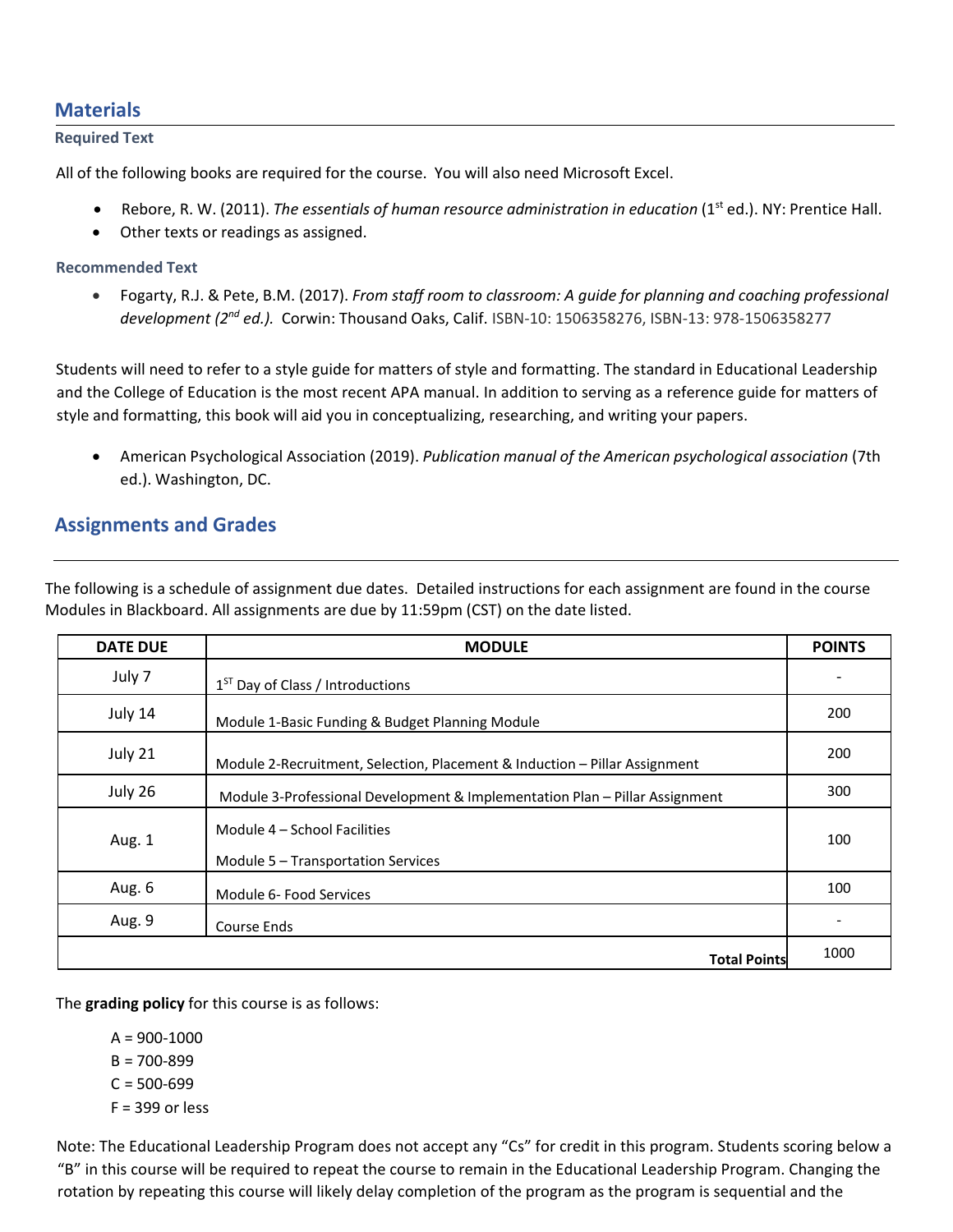## Materials

### Required Text

All of the following books are required for the course. You will also need Microsoft Excel.

- Rebore, R. W. (2011). *The essentials of human resource administration in education* (1st ed.). NY: Prentice Hall.
- Other texts or readings as assigned.

### Recommended Text

- Fogarty, R.J. & Pete, B.M. (2017). *From staff room to classroom: A guide for planning and coaching professional development (2nd ed.).* Corwin: Thousand Oaks, Calif. ISBN-10: 1506358276, ISBN-13: 978-1506358277

Students will need to refer to a style guide for matters of style and formatting. The standard in Educational Leadership and the College of Education is the most recent APA manual. In addition to serving as a reference guide for matters of style and formatting, this book will aid you in conceptualizing, researching, and writing your papers.

- American Psychological Association (2019). *Publication manual of the American psychological association* (7th ed.). Washington, DC.

## Assignments and Grades

The following is a schedule of assignment due dates. Detailed instructions for each assignment are found in the course Modules in Blackboard. All assignments are due by 11:59pm (CST) on the date listed.

| DATE DUE | MODULE | POINTS |
|---|---|---|
| July 7 | 1ST Day of Class / Introductions | - |
| July 14 | Module 1-Basic Funding & Budget Planning Module | 200 |
| July 21 | Module 2-Recruitment, Selection, Placement & Induction – Pillar Assignment | 200 |
| July 26 | Module 3-Professional Development & Implementation Plan – Pillar Assignment | 300 |
| Aug. 1 | Module 4 – School Facilities<br>Module 5 – Transportation Services | 100 |
| Aug. 6 | Module 6- Food Services | 100 |
| Aug. 9 | Course Ends | - |
| | **Total Points** | 1000 |

The **grading policy** for this course is as follows:

A = 900-1000
B = 700-899
C = 500-699
F = 399 or less

Note: The Educational Leadership Program does not accept any "Cs" for credit in this program. Students scoring below a "B" in this course will be required to repeat the course to remain in the Educational Leadership Program. Changing the rotation by repeating this course will likely delay completion of the program as the program is sequential and the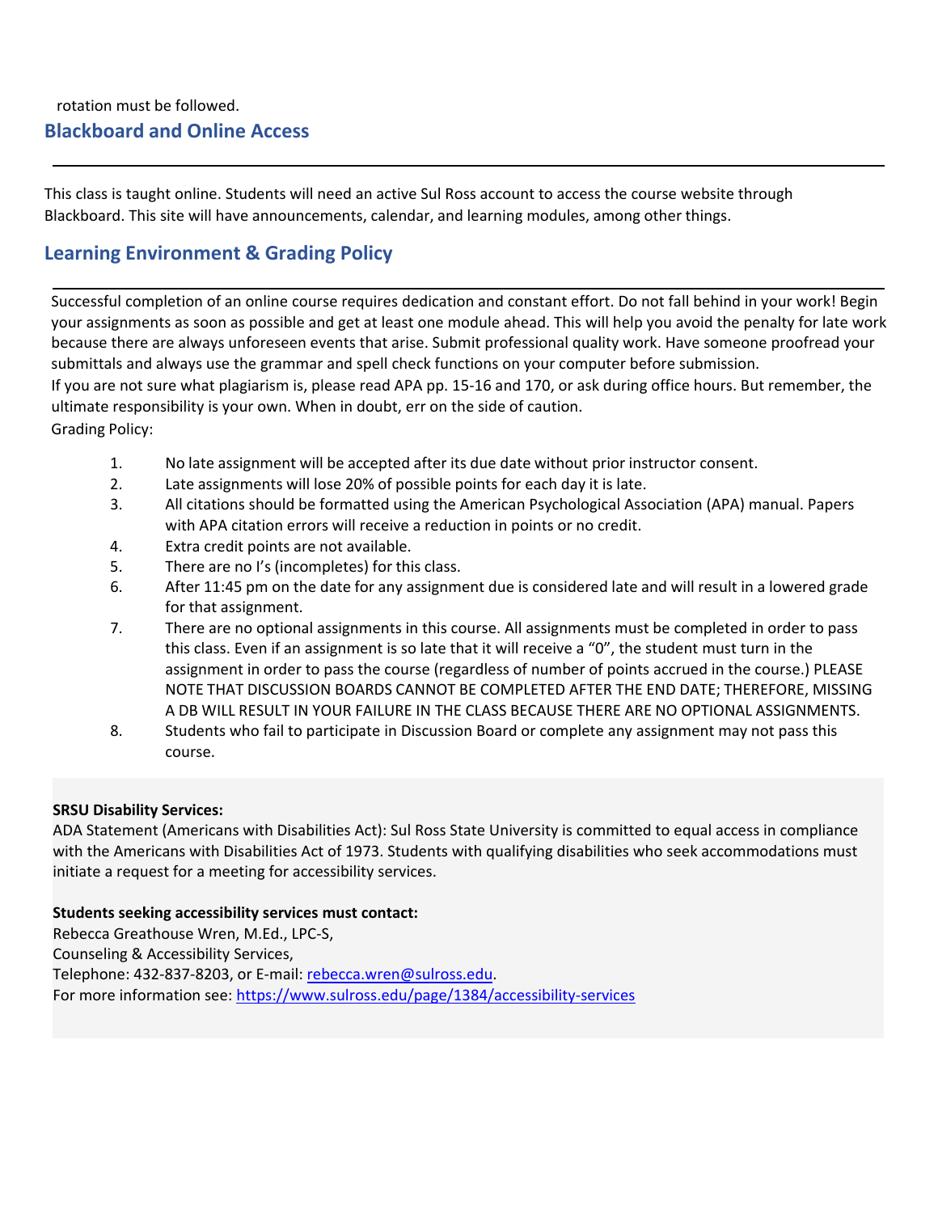rotation must be followed.

## Blackboard and Online Access

This class is taught online. Students will need an active Sul Ross account to access the course website through Blackboard. This site will have announcements, calendar, and learning modules, among other things.

## Learning Environment & Grading Policy

Successful completion of an online course requires dedication and constant effort. Do not fall behind in your work! Begin your assignments as soon as possible and get at least one module ahead. This will help you avoid the penalty for late work because there are always unforeseen events that arise. Submit professional quality work. Have someone proofread your submittals and always use the grammar and spell check functions on your computer before submission.

If you are not sure what plagiarism is, please read APA pp. 15-16 and 170, or ask during office hours. But remember, the ultimate responsibility is your own. When in doubt, err on the side of caution.

Grading Policy:

1. No late assignment will be accepted after its due date without prior instructor consent.
2. Late assignments will lose 20% of possible points for each day it is late.
3. All citations should be formatted using the American Psychological Association (APA) manual. Papers with APA citation errors will receive a reduction in points or no credit.
4. Extra credit points are not available.
5. There are no I's (incompletes) for this class.
6. After 11:45 pm on the date for any assignment due is considered late and will result in a lowered grade for that assignment.
7. There are no optional assignments in this course. All assignments must be completed in order to pass this class. Even if an assignment is so late that it will receive a "0", the student must turn in the assignment in order to pass the course (regardless of number of points accrued in the course.) PLEASE NOTE THAT DISCUSSION BOARDS CANNOT BE COMPLETED AFTER THE END DATE; THEREFORE, MISSING A DB WILL RESULT IN YOUR FAILURE IN THE CLASS BECAUSE THERE ARE NO OPTIONAL ASSIGNMENTS.
8. Students who fail to participate in Discussion Board or complete any assignment may not pass this course.

**SRSU Disability Services:**

ADA Statement (Americans with Disabilities Act): Sul Ross State University is committed to equal access in compliance with the Americans with Disabilities Act of 1973. Students with qualifying disabilities who seek accommodations must initiate a request for a meeting for accessibility services.

**Students seeking accessibility services must contact:**

Rebecca Greathouse Wren, M.Ed., LPC-S,
Counseling & Accessibility Services,
Telephone: 432-837-8203, or E-mail: rebecca.wren@sulross.edu.
For more information see: https://www.sulross.edu/page/1384/accessibility-services